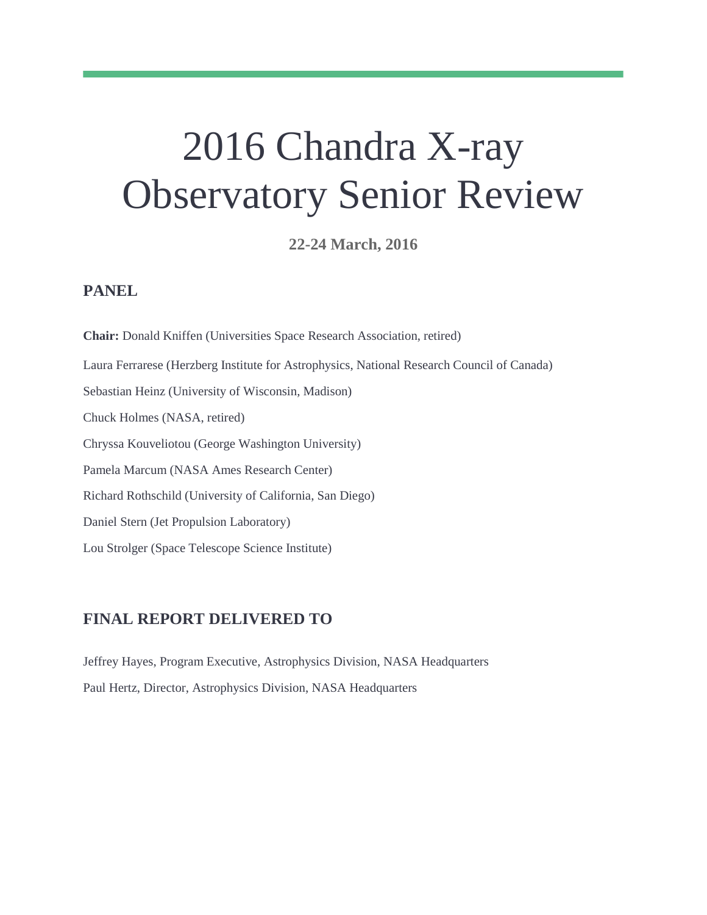# 2016 Chandra X-ray Observatory Senior Review

**22-24 March, 2016**

## PANEL

**Chair:** Donald Kniffen (Universities Space Research Association, retired)

Laura Ferrarese (Herzberg Institute for Astrophysics, National Research Council of Canada)

Sebastian Heinz (University of Wisconsin, Madison)

Chuck Holmes (NASA, retired)

Chryssa Kouveliotou (George Washington University)

Pamela Marcum (NASA Ames Research Center)

Richard Rothschild (University of California, San Diego)

Daniel Stern (Jet Propulsion Laboratory)

Lou Strolger (Space Telescope Science Institute)

## FINAL REPORT DELIVERED TO

Jeffrey Hayes, Program Executive, Astrophysics Division, NASA Headquarters

Paul Hertz, Director, Astrophysics Division, NASA Headquarters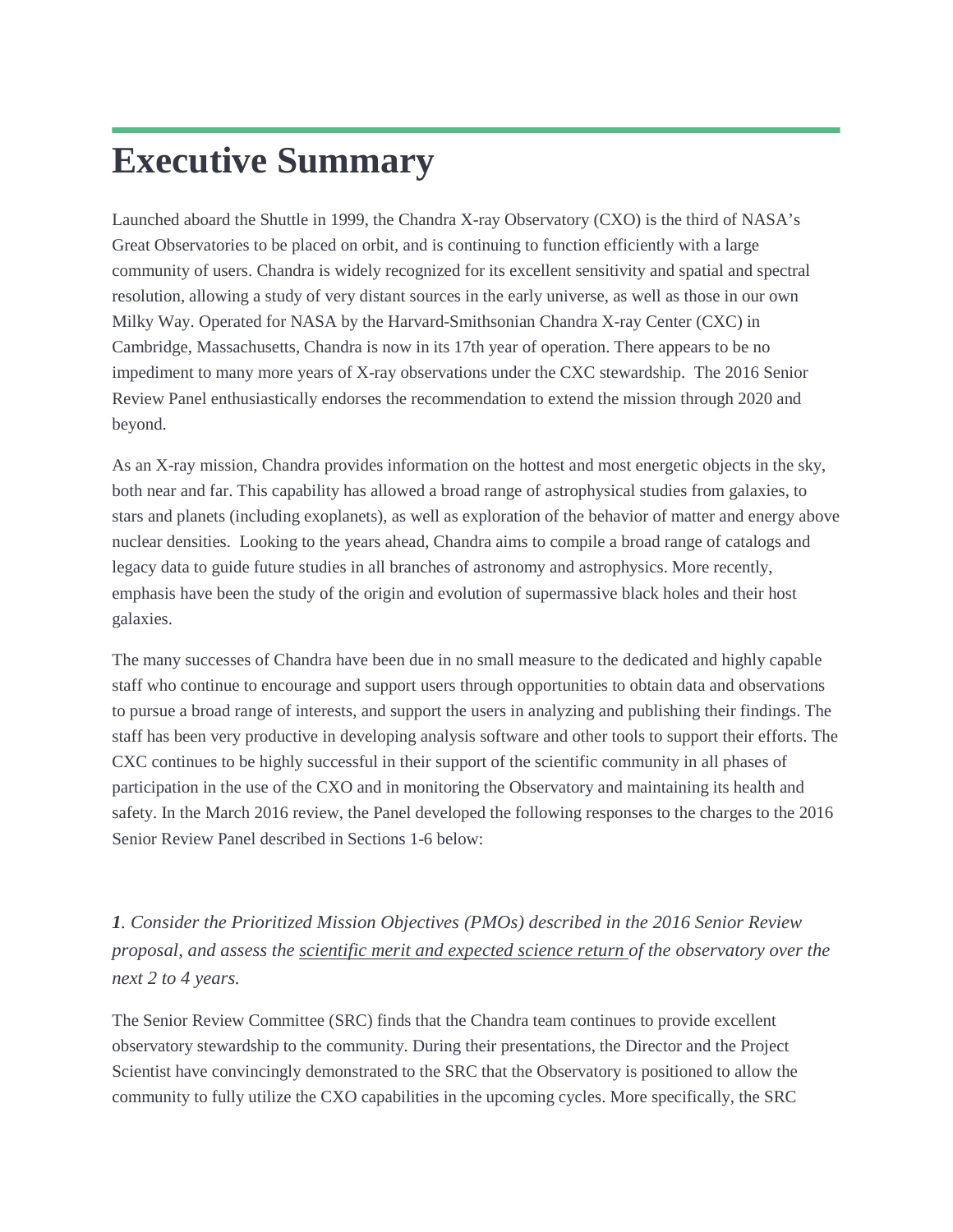# Executive Summary

Launched aboard the Shuttle in 1999, the Chandra X-ray Observatory (CXO) is the third of NASA's Great Observatories to be placed on orbit, and is continuing to function efficiently with a large community of users. Chandra is widely recognized for its excellent sensitivity and spatial and spectral resolution, allowing a study of very distant sources in the early universe, as well as those in our own Milky Way. Operated for NASA by the Harvard-Smithsonian Chandra X-ray Center (CXC) in Cambridge, Massachusetts, Chandra is now in its 17th year of operation. There appears to be no impediment to many more years of X-ray observations under the CXC stewardship. The 2016 Senior Review Panel enthusiastically endorses the recommendation to extend the mission through 2020 and beyond.

As an X-ray mission, Chandra provides information on the hottest and most energetic objects in the sky, both near and far. This capability has allowed a broad range of astrophysical studies from galaxies, to stars and planets (including exoplanets), as well as exploration of the behavior of matter and energy above nuclear densities. Looking to the years ahead, Chandra aims to compile a broad range of catalogs and legacy data to guide future studies in all branches of astronomy and astrophysics. More recently, emphasis have been the study of the origin and evolution of supermassive black holes and their host galaxies.

The many successes of Chandra have been due in no small measure to the dedicated and highly capable staff who continue to encourage and support users through opportunities to obtain data and observations to pursue a broad range of interests, and support the users in analyzing and publishing their findings. The staff has been very productive in developing analysis software and other tools to support their efforts. The CXC continues to be highly successful in their support of the scientific community in all phases of participation in the use of the CXO and in monitoring the Observatory and maintaining its health and safety. In the March 2016 review, the Panel developed the following responses to the charges to the 2016 Senior Review Panel described in Sections 1-6 below:

***1**. Consider the Prioritized Mission Objectives (PMOs) described in the 2016 Senior Review proposal, and assess the scientific merit and expected science return of the observatory over the next 2 to 4 years.*

The Senior Review Committee (SRC) finds that the Chandra team continues to provide excellent observatory stewardship to the community. During their presentations, the Director and the Project Scientist have convincingly demonstrated to the SRC that the Observatory is positioned to allow the community to fully utilize the CXO capabilities in the upcoming cycles. More specifically, the SRC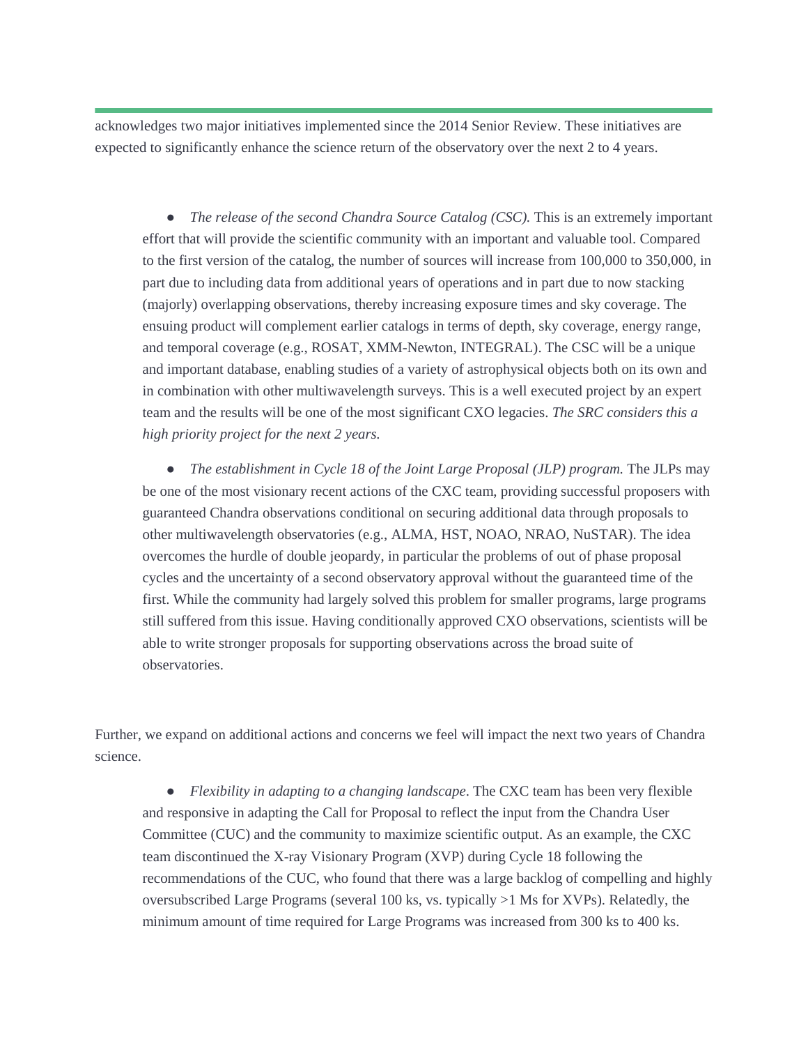acknowledges two major initiatives implemented since the 2014 Senior Review. These initiatives are expected to significantly enhance the science return of the observatory over the next 2 to 4 years.

- *The release of the second Chandra Source Catalog (CSC).* This is an extremely important effort that will provide the scientific community with an important and valuable tool. Compared to the first version of the catalog, the number of sources will increase from 100,000 to 350,000, in part due to including data from additional years of operations and in part due to now stacking (majorly) overlapping observations, thereby increasing exposure times and sky coverage. The ensuing product will complement earlier catalogs in terms of depth, sky coverage, energy range, and temporal coverage (e.g., ROSAT, XMM-Newton, INTEGRAL). The CSC will be a unique and important database, enabling studies of a variety of astrophysical objects both on its own and in combination with other multiwavelength surveys. This is a well executed project by an expert team and the results will be one of the most significant CXO legacies. *The SRC considers this a high priority project for the next 2 years.*

- *The establishment in Cycle 18 of the Joint Large Proposal (JLP) program.* The JLPs may be one of the most visionary recent actions of the CXC team, providing successful proposers with guaranteed Chandra observations conditional on securing additional data through proposals to other multiwavelength observatories (e.g., ALMA, HST, NOAO, NRAO, NuSTAR). The idea overcomes the hurdle of double jeopardy, in particular the problems of out of phase proposal cycles and the uncertainty of a second observatory approval without the guaranteed time of the first. While the community had largely solved this problem for smaller programs, large programs still suffered from this issue. Having conditionally approved CXO observations, scientists will be able to write stronger proposals for supporting observations across the broad suite of observatories.

Further, we expand on additional actions and concerns we feel will impact the next two years of Chandra science.

- *Flexibility in adapting to a changing landscape*. The CXC team has been very flexible and responsive in adapting the Call for Proposal to reflect the input from the Chandra User Committee (CUC) and the community to maximize scientific output. As an example, the CXC team discontinued the X-ray Visionary Program (XVP) during Cycle 18 following the recommendations of the CUC, who found that there was a large backlog of compelling and highly oversubscribed Large Programs (several 100 ks, vs. typically >1 Ms for XVPs). Relatedly, the minimum amount of time required for Large Programs was increased from 300 ks to 400 ks.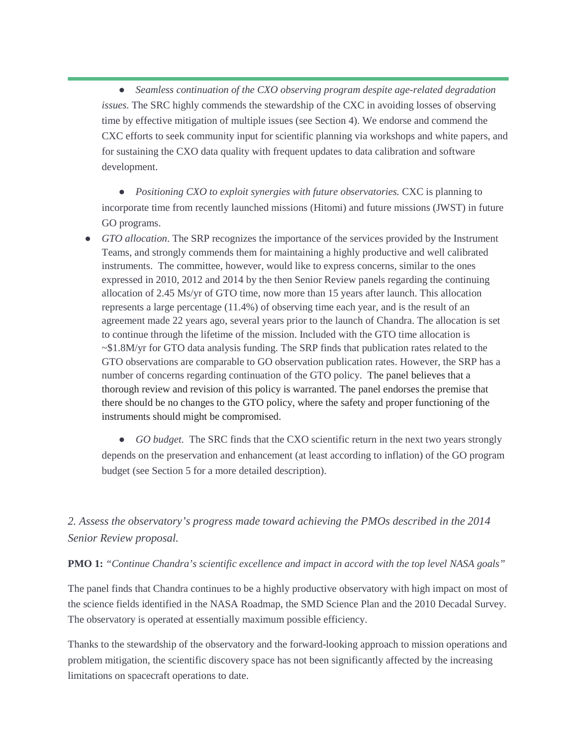- *Seamless continuation of the CXO observing program despite age-related degradation issues.* The SRC highly commends the stewardship of the CXC in avoiding losses of observing time by effective mitigation of multiple issues (see Section 4). We endorse and commend the CXC efforts to seek community input for scientific planning via workshops and white papers, and for sustaining the CXO data quality with frequent updates to data calibration and software development.

- *Positioning CXO to exploit synergies with future observatories.* CXC is planning to incorporate time from recently launched missions (Hitomi) and future missions (JWST) in future GO programs.

- *GTO allocation*. The SRP recognizes the importance of the services provided by the Instrument Teams, and strongly commends them for maintaining a highly productive and well calibrated instruments. The committee, however, would like to express concerns, similar to the ones expressed in 2010, 2012 and 2014 by the then Senior Review panels regarding the continuing allocation of 2.45 Ms/yr of GTO time, now more than 15 years after launch. This allocation represents a large percentage (11.4%) of observing time each year, and is the result of an agreement made 22 years ago, several years prior to the launch of Chandra. The allocation is set to continue through the lifetime of the mission. Included with the GTO time allocation is ~$1.8M/yr for GTO data analysis funding. The SRP finds that publication rates related to the GTO observations are comparable to GO observation publication rates. However, the SRP has a number of concerns regarding continuation of the GTO policy. The panel believes that a thorough review and revision of this policy is warranted. The panel endorses the premise that there should be no changes to the GTO policy, where the safety and proper functioning of the instruments should might be compromised.

- *GO budget.* The SRC finds that the CXO scientific return in the next two years strongly depends on the preservation and enhancement (at least according to inflation) of the GO program budget (see Section 5 for a more detailed description).

*2. Assess the observatory's progress made toward achieving the PMOs described in the 2014 Senior Review proposal.*

**PMO 1:** *"Continue Chandra's scientific excellence and impact in accord with the top level NASA goals"*

The panel finds that Chandra continues to be a highly productive observatory with high impact on most of the science fields identified in the NASA Roadmap, the SMD Science Plan and the 2010 Decadal Survey. The observatory is operated at essentially maximum possible efficiency.

Thanks to the stewardship of the observatory and the forward-looking approach to mission operations and problem mitigation, the scientific discovery space has not been significantly affected by the increasing limitations on spacecraft operations to date.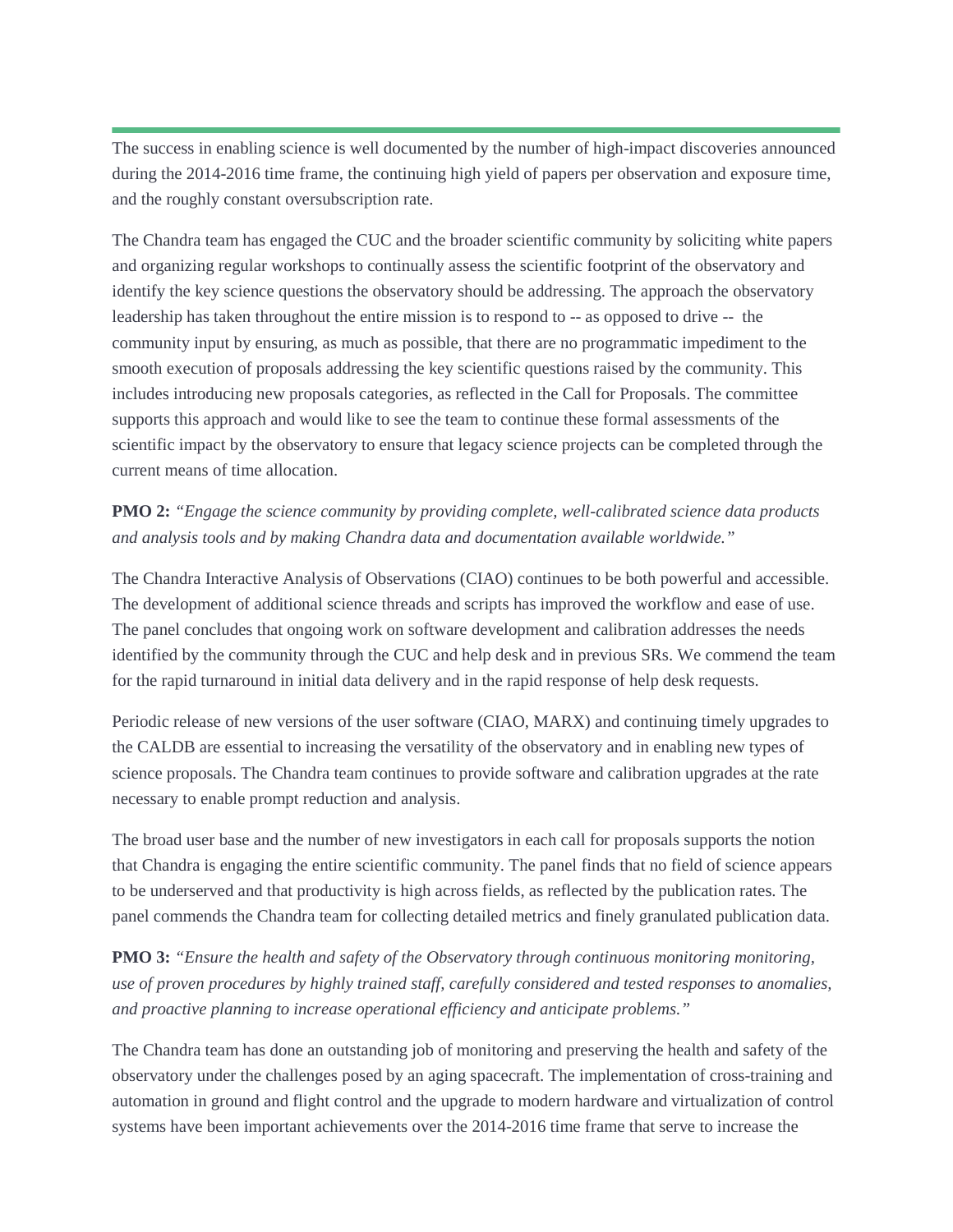The success in enabling science is well documented by the number of high-impact discoveries announced during the 2014-2016 time frame, the continuing high yield of papers per observation and exposure time, and the roughly constant oversubscription rate.

The Chandra team has engaged the CUC and the broader scientific community by soliciting white papers and organizing regular workshops to continually assess the scientific footprint of the observatory and identify the key science questions the observatory should be addressing. The approach the observatory leadership has taken throughout the entire mission is to respond to -- as opposed to drive -- the community input by ensuring, as much as possible, that there are no programmatic impediment to the smooth execution of proposals addressing the key scientific questions raised by the community. This includes introducing new proposals categories, as reflected in the Call for Proposals. The committee supports this approach and would like to see the team to continue these formal assessments of the scientific impact by the observatory to ensure that legacy science projects can be completed through the current means of time allocation.

**PMO 2:** *"Engage the science community by providing complete, well-calibrated science data products and analysis tools and by making Chandra data and documentation available worldwide."*

The Chandra Interactive Analysis of Observations (CIAO) continues to be both powerful and accessible. The development of additional science threads and scripts has improved the workflow and ease of use. The panel concludes that ongoing work on software development and calibration addresses the needs identified by the community through the CUC and help desk and in previous SRs. We commend the team for the rapid turnaround in initial data delivery and in the rapid response of help desk requests.

Periodic release of new versions of the user software (CIAO, MARX) and continuing timely upgrades to the CALDB are essential to increasing the versatility of the observatory and in enabling new types of science proposals. The Chandra team continues to provide software and calibration upgrades at the rate necessary to enable prompt reduction and analysis.

The broad user base and the number of new investigators in each call for proposals supports the notion that Chandra is engaging the entire scientific community. The panel finds that no field of science appears to be underserved and that productivity is high across fields, as reflected by the publication rates. The panel commends the Chandra team for collecting detailed metrics and finely granulated publication data.

**PMO 3:** *"Ensure the health and safety of the Observatory through continuous monitoring monitoring, use of proven procedures by highly trained staff, carefully considered and tested responses to anomalies, and proactive planning to increase operational efficiency and anticipate problems."*

The Chandra team has done an outstanding job of monitoring and preserving the health and safety of the observatory under the challenges posed by an aging spacecraft. The implementation of cross-training and automation in ground and flight control and the upgrade to modern hardware and virtualization of control systems have been important achievements over the 2014-2016 time frame that serve to increase the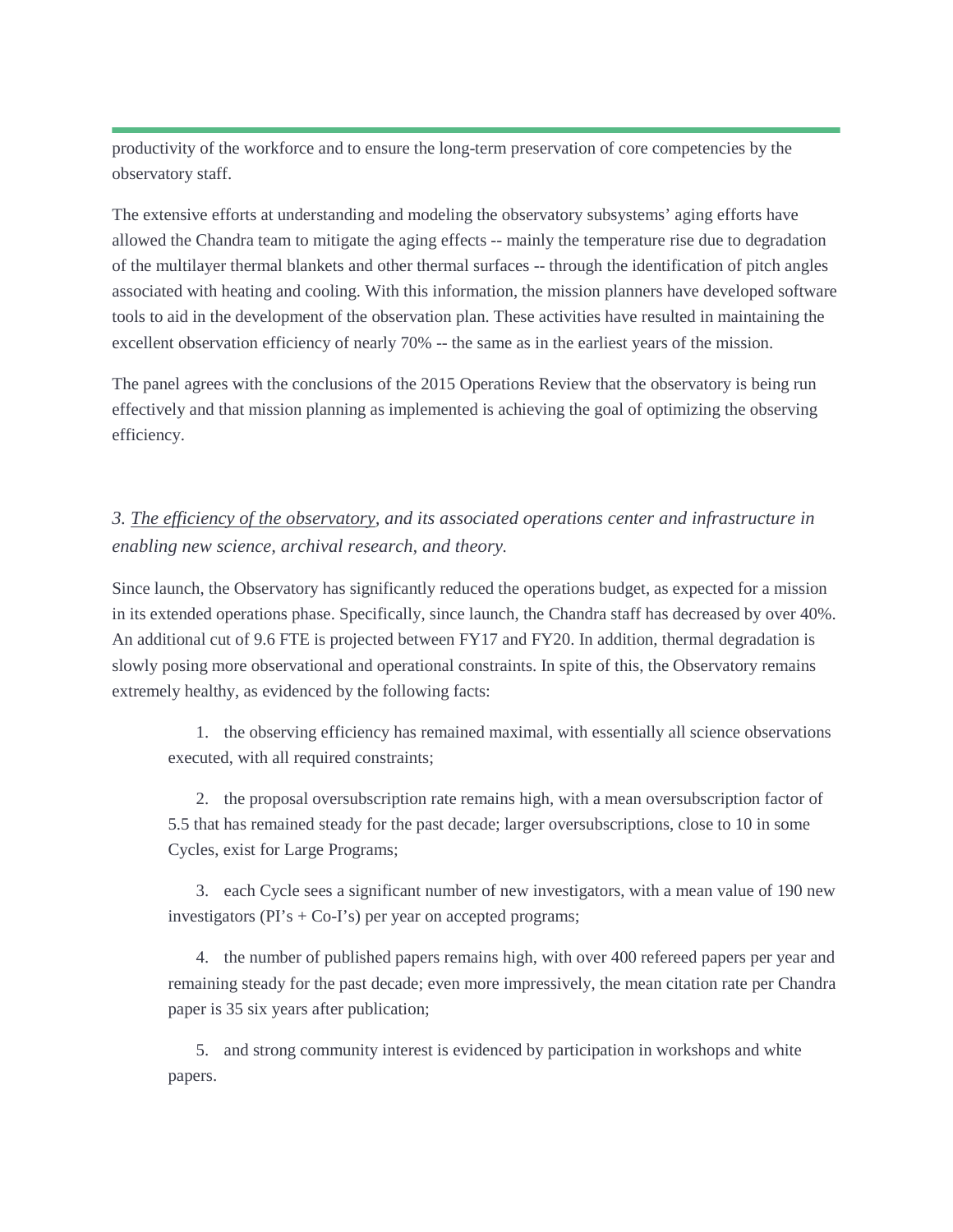productivity of the workforce and to ensure the long-term preservation of core competencies by the observatory staff.

The extensive efforts at understanding and modeling the observatory subsystems' aging efforts have allowed the Chandra team to mitigate the aging effects -- mainly the temperature rise due to degradation of the multilayer thermal blankets and other thermal surfaces -- through the identification of pitch angles associated with heating and cooling. With this information, the mission planners have developed software tools to aid in the development of the observation plan. These activities have resulted in maintaining the excellent observation efficiency of nearly 70% -- the same as in the earliest years of the mission.

The panel agrees with the conclusions of the 2015 Operations Review that the observatory is being run effectively and that mission planning as implemented is achieving the goal of optimizing the observing efficiency.

### *3. <u>The efficiency of the observatory</u>, and its associated operations center and infrastructure in enabling new science, archival research, and theory.*

Since launch, the Observatory has significantly reduced the operations budget, as expected for a mission in its extended operations phase. Specifically, since launch, the Chandra staff has decreased by over 40%. An additional cut of 9.6 FTE is projected between FY17 and FY20. In addition, thermal degradation is slowly posing more observational and operational constraints. In spite of this, the Observatory remains extremely healthy, as evidenced by the following facts:

1. the observing efficiency has remained maximal, with essentially all science observations executed, with all required constraints;
2. the proposal oversubscription rate remains high, with a mean oversubscription factor of 5.5 that has remained steady for the past decade; larger oversubscriptions, close to 10 in some Cycles, exist for Large Programs;
3. each Cycle sees a significant number of new investigators, with a mean value of 190 new investigators (PI's + Co-I's) per year on accepted programs;
4. the number of published papers remains high, with over 400 refereed papers per year and remaining steady for the past decade; even more impressively, the mean citation rate per Chandra paper is 35 six years after publication;
5. and strong community interest is evidenced by participation in workshops and white papers.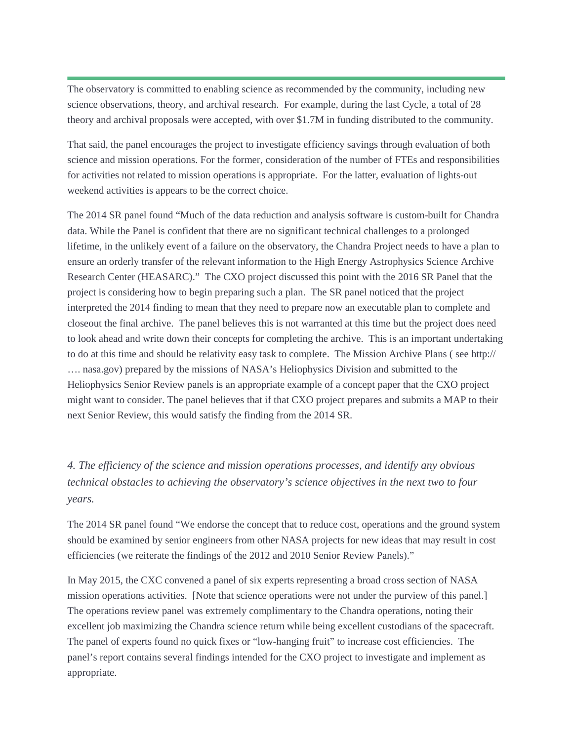The observatory is committed to enabling science as recommended by the community, including new science observations, theory, and archival research. For example, during the last Cycle, a total of 28 theory and archival proposals were accepted, with over $1.7M in funding distributed to the community.

That said, the panel encourages the project to investigate efficiency savings through evaluation of both science and mission operations. For the former, consideration of the number of FTEs and responsibilities for activities not related to mission operations is appropriate. For the latter, evaluation of lights-out weekend activities is appears to be the correct choice.

The 2014 SR panel found "Much of the data reduction and analysis software is custom-built for Chandra data. While the Panel is confident that there are no significant technical challenges to a prolonged lifetime, in the unlikely event of a failure on the observatory, the Chandra Project needs to have a plan to ensure an orderly transfer of the relevant information to the High Energy Astrophysics Science Archive Research Center (HEASARC)." The CXO project discussed this point with the 2016 SR Panel that the project is considering how to begin preparing such a plan. The SR panel noticed that the project interpreted the 2014 finding to mean that they need to prepare now an executable plan to complete and closeout the final archive. The panel believes this is not warranted at this time but the project does need to look ahead and write down their concepts for completing the archive. This is an important undertaking to do at this time and should be relativity easy task to complete. The Mission Archive Plans ( see http:// …. nasa.gov) prepared by the missions of NASA's Heliophysics Division and submitted to the Heliophysics Senior Review panels is an appropriate example of a concept paper that the CXO project might want to consider. The panel believes that if that CXO project prepares and submits a MAP to their next Senior Review, this would satisfy the finding from the 2014 SR.

*4. The efficiency of the science and mission operations processes, and identify any obvious technical obstacles to achieving the observatory's science objectives in the next two to four years.*

The 2014 SR panel found "We endorse the concept that to reduce cost, operations and the ground system should be examined by senior engineers from other NASA projects for new ideas that may result in cost efficiencies (we reiterate the findings of the 2012 and 2010 Senior Review Panels)."

In May 2015, the CXC convened a panel of six experts representing a broad cross section of NASA mission operations activities. [Note that science operations were not under the purview of this panel.] The operations review panel was extremely complimentary to the Chandra operations, noting their excellent job maximizing the Chandra science return while being excellent custodians of the spacecraft. The panel of experts found no quick fixes or "low-hanging fruit" to increase cost efficiencies. The panel's report contains several findings intended for the CXO project to investigate and implement as appropriate.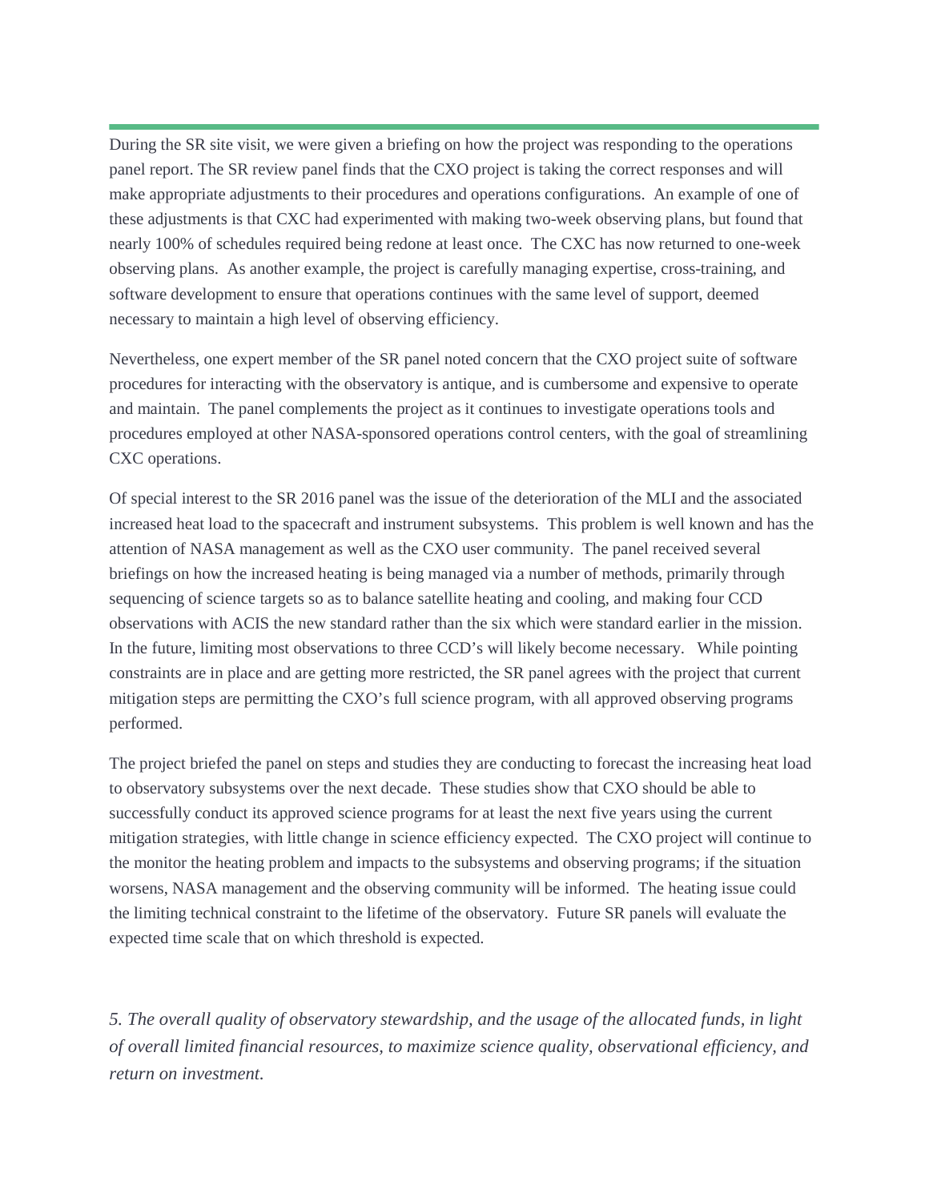During the SR site visit, we were given a briefing on how the project was responding to the operations panel report. The SR review panel finds that the CXO project is taking the correct responses and will make appropriate adjustments to their procedures and operations configurations. An example of one of these adjustments is that CXC had experimented with making two-week observing plans, but found that nearly 100% of schedules required being redone at least once. The CXC has now returned to one-week observing plans. As another example, the project is carefully managing expertise, cross-training, and software development to ensure that operations continues with the same level of support, deemed necessary to maintain a high level of observing efficiency.

Nevertheless, one expert member of the SR panel noted concern that the CXO project suite of software procedures for interacting with the observatory is antique, and is cumbersome and expensive to operate and maintain. The panel complements the project as it continues to investigate operations tools and procedures employed at other NASA-sponsored operations control centers, with the goal of streamlining CXC operations.

Of special interest to the SR 2016 panel was the issue of the deterioration of the MLI and the associated increased heat load to the spacecraft and instrument subsystems. This problem is well known and has the attention of NASA management as well as the CXO user community. The panel received several briefings on how the increased heating is being managed via a number of methods, primarily through sequencing of science targets so as to balance satellite heating and cooling, and making four CCD observations with ACIS the new standard rather than the six which were standard earlier in the mission. In the future, limiting most observations to three CCD's will likely become necessary. While pointing constraints are in place and are getting more restricted, the SR panel agrees with the project that current mitigation steps are permitting the CXO's full science program, with all approved observing programs performed.

The project briefed the panel on steps and studies they are conducting to forecast the increasing heat load to observatory subsystems over the next decade. These studies show that CXO should be able to successfully conduct its approved science programs for at least the next five years using the current mitigation strategies, with little change in science efficiency expected. The CXO project will continue to the monitor the heating problem and impacts to the subsystems and observing programs; if the situation worsens, NASA management and the observing community will be informed. The heating issue could the limiting technical constraint to the lifetime of the observatory. Future SR panels will evaluate the expected time scale that on which threshold is expected.

*5. The overall quality of observatory stewardship, and the usage of the allocated funds, in light of overall limited financial resources, to maximize science quality, observational efficiency, and return on investment.*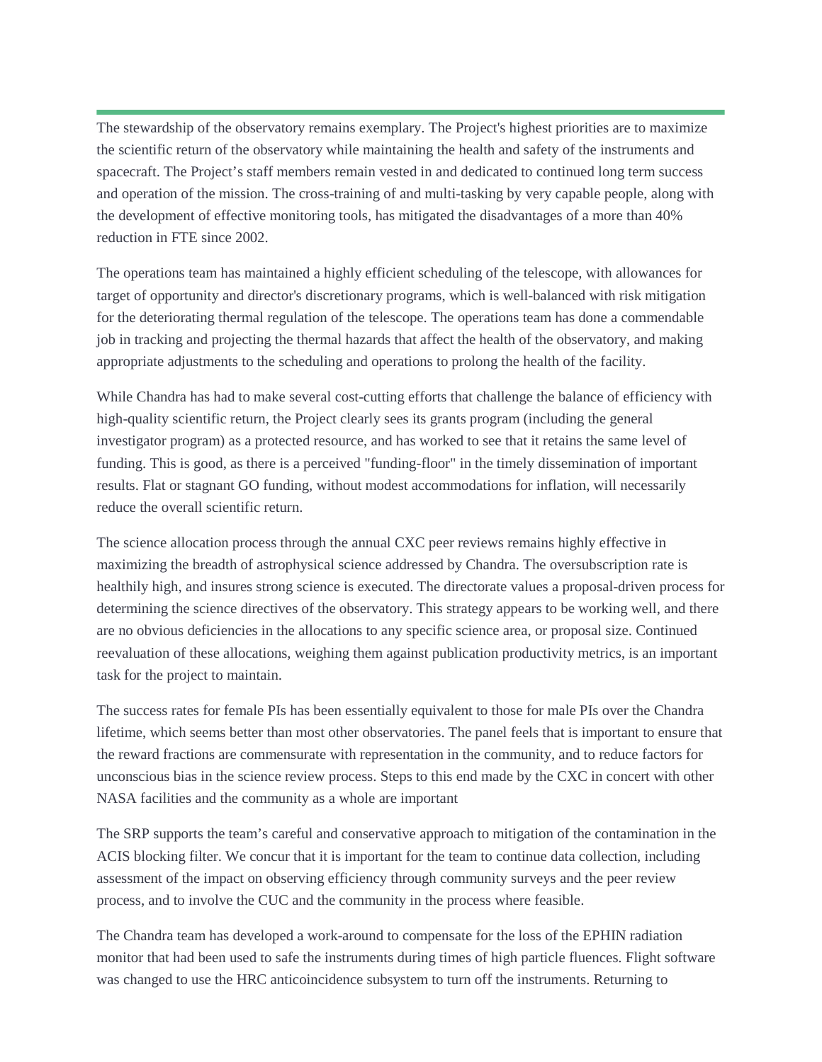The stewardship of the observatory remains exemplary. The Project's highest priorities are to maximize the scientific return of the observatory while maintaining the health and safety of the instruments and spacecraft. The Project's staff members remain vested in and dedicated to continued long term success and operation of the mission. The cross-training of and multi-tasking by very capable people, along with the development of effective monitoring tools, has mitigated the disadvantages of a more than 40% reduction in FTE since 2002.

The operations team has maintained a highly efficient scheduling of the telescope, with allowances for target of opportunity and director's discretionary programs, which is well-balanced with risk mitigation for the deteriorating thermal regulation of the telescope. The operations team has done a commendable job in tracking and projecting the thermal hazards that affect the health of the observatory, and making appropriate adjustments to the scheduling and operations to prolong the health of the facility.

While Chandra has had to make several cost-cutting efforts that challenge the balance of efficiency with high-quality scientific return, the Project clearly sees its grants program (including the general investigator program) as a protected resource, and has worked to see that it retains the same level of funding. This is good, as there is a perceived "funding-floor" in the timely dissemination of important results. Flat or stagnant GO funding, without modest accommodations for inflation, will necessarily reduce the overall scientific return.

The science allocation process through the annual CXC peer reviews remains highly effective in maximizing the breadth of astrophysical science addressed by Chandra. The oversubscription rate is healthily high, and insures strong science is executed. The directorate values a proposal-driven process for determining the science directives of the observatory. This strategy appears to be working well, and there are no obvious deficiencies in the allocations to any specific science area, or proposal size. Continued reevaluation of these allocations, weighing them against publication productivity metrics, is an important task for the project to maintain.

The success rates for female PIs has been essentially equivalent to those for male PIs over the Chandra lifetime, which seems better than most other observatories. The panel feels that is important to ensure that the reward fractions are commensurate with representation in the community, and to reduce factors for unconscious bias in the science review process. Steps to this end made by the CXC in concert with other NASA facilities and the community as a whole are important

The SRP supports the team's careful and conservative approach to mitigation of the contamination in the ACIS blocking filter. We concur that it is important for the team to continue data collection, including assessment of the impact on observing efficiency through community surveys and the peer review process, and to involve the CUC and the community in the process where feasible.

The Chandra team has developed a work-around to compensate for the loss of the EPHIN radiation monitor that had been used to safe the instruments during times of high particle fluences. Flight software was changed to use the HRC anticoincidence subsystem to turn off the instruments. Returning to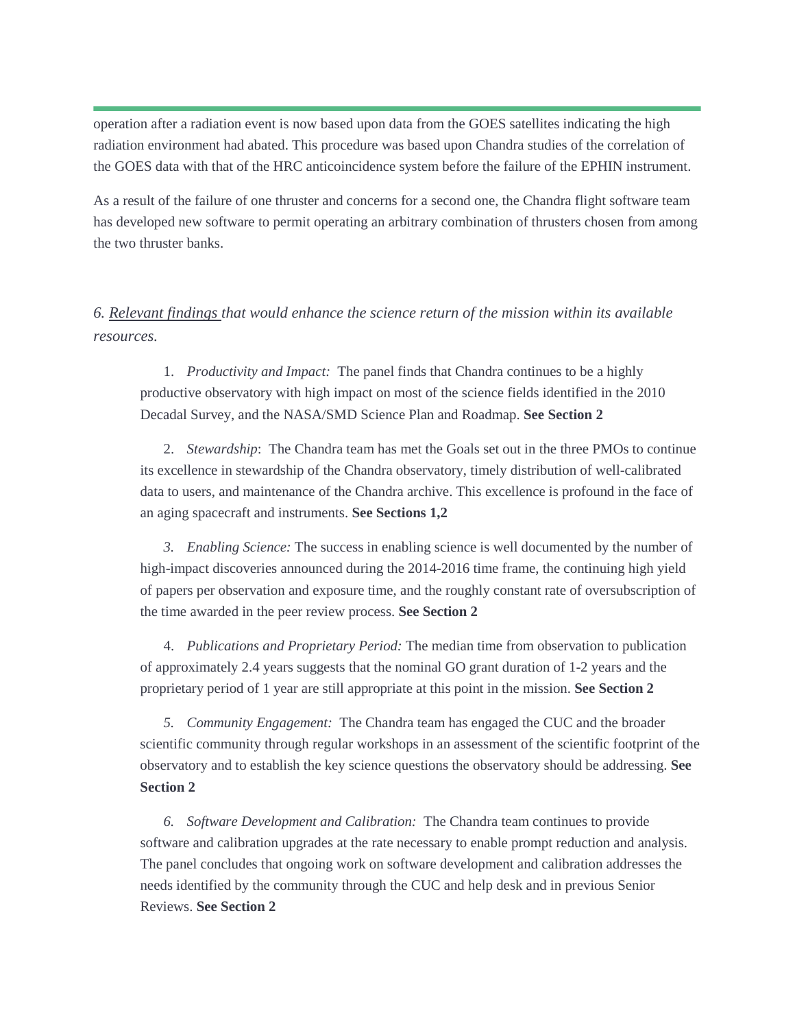operation after a radiation event is now based upon data from the GOES satellites indicating the high radiation environment had abated. This procedure was based upon Chandra studies of the correlation of the GOES data with that of the HRC anticoincidence system before the failure of the EPHIN instrument.

As a result of the failure of one thruster and concerns for a second one, the Chandra flight software team has developed new software to permit operating an arbitrary combination of thrusters chosen from among the two thruster banks.

*6. Relevant findings that would enhance the science return of the mission within its available resources.*

1. *Productivity and Impact:* The panel finds that Chandra continues to be a highly productive observatory with high impact on most of the science fields identified in the 2010 Decadal Survey, and the NASA/SMD Science Plan and Roadmap. **See Section 2**

2. *Stewardship*: The Chandra team has met the Goals set out in the three PMOs to continue its excellence in stewardship of the Chandra observatory, timely distribution of well-calibrated data to users, and maintenance of the Chandra archive. This excellence is profound in the face of an aging spacecraft and instruments. **See Sections 1,2**

3. *Enabling Science:* The success in enabling science is well documented by the number of high-impact discoveries announced during the 2014-2016 time frame, the continuing high yield of papers per observation and exposure time, and the roughly constant rate of oversubscription of the time awarded in the peer review process. **See Section 2**

4. *Publications and Proprietary Period:* The median time from observation to publication of approximately 2.4 years suggests that the nominal GO grant duration of 1-2 years and the proprietary period of 1 year are still appropriate at this point in the mission. **See Section 2**

5. *Community Engagement:* The Chandra team has engaged the CUC and the broader scientific community through regular workshops in an assessment of the scientific footprint of the observatory and to establish the key science questions the observatory should be addressing. **See Section 2**

6. *Software Development and Calibration:* The Chandra team continues to provide software and calibration upgrades at the rate necessary to enable prompt reduction and analysis. The panel concludes that ongoing work on software development and calibration addresses the needs identified by the community through the CUC and help desk and in previous Senior Reviews. **See Section 2**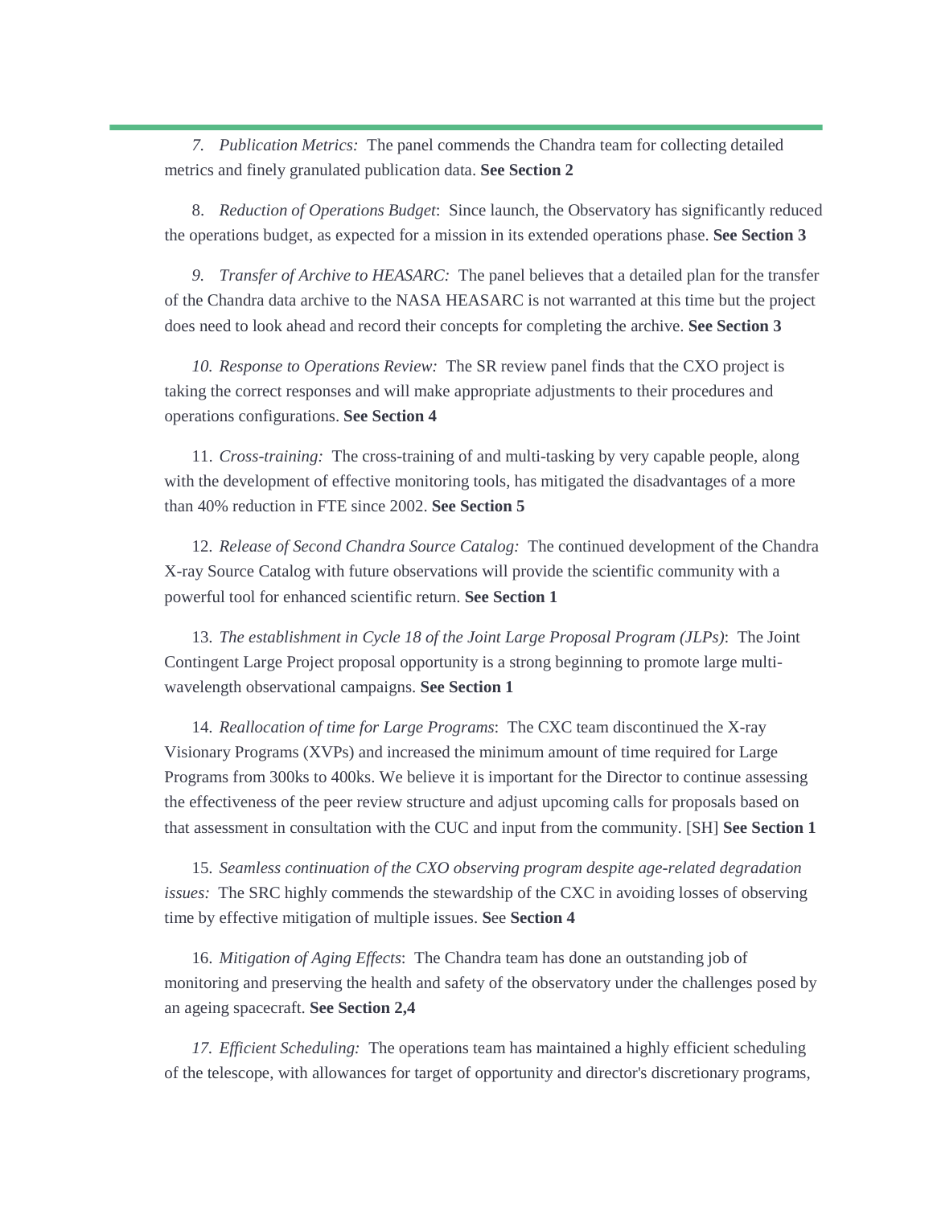*7. Publication Metrics:* The panel commends the Chandra team for collecting detailed metrics and finely granulated publication data. **See Section 2**

8. *Reduction of Operations Budget*: Since launch, the Observatory has significantly reduced the operations budget, as expected for a mission in its extended operations phase. **See Section 3**

*9. Transfer of Archive to HEASARC:* The panel believes that a detailed plan for the transfer of the Chandra data archive to the NASA HEASARC is not warranted at this time but the project does need to look ahead and record their concepts for completing the archive. **See Section 3**

*10. Response to Operations Review:* The SR review panel finds that the CXO project is taking the correct responses and will make appropriate adjustments to their procedures and operations configurations. **See Section 4**

11. *Cross-training:* The cross-training of and multi-tasking by very capable people, along with the development of effective monitoring tools, has mitigated the disadvantages of a more than 40% reduction in FTE since 2002. **See Section 5**

12. *Release of Second Chandra Source Catalog:* The continued development of the Chandra X-ray Source Catalog with future observations will provide the scientific community with a powerful tool for enhanced scientific return. **See Section 1**

13. *The establishment in Cycle 18 of the Joint Large Proposal Program (JLPs)*: The Joint Contingent Large Project proposal opportunity is a strong beginning to promote large multi-wavelength observational campaigns. **See Section 1**

14. *Reallocation of time for Large Programs*: The CXC team discontinued the X-ray Visionary Programs (XVPs) and increased the minimum amount of time required for Large Programs from 300ks to 400ks. We believe it is important for the Director to continue assessing the effectiveness of the peer review structure and adjust upcoming calls for proposals based on that assessment in consultation with the CUC and input from the community. [SH] **See Section 1**

15. *Seamless continuation of the CXO observing program despite age-related degradation issues:* The SRC highly commends the stewardship of the CXC in avoiding losses of observing time by effective mitigation of multiple issues. **S**ee **Section 4**

16. *Mitigation of Aging Effects*: The Chandra team has done an outstanding job of monitoring and preserving the health and safety of the observatory under the challenges posed by an ageing spacecraft. **See Section 2,4**

*17. Efficient Scheduling:* The operations team has maintained a highly efficient scheduling of the telescope, with allowances for target of opportunity and director's discretionary programs,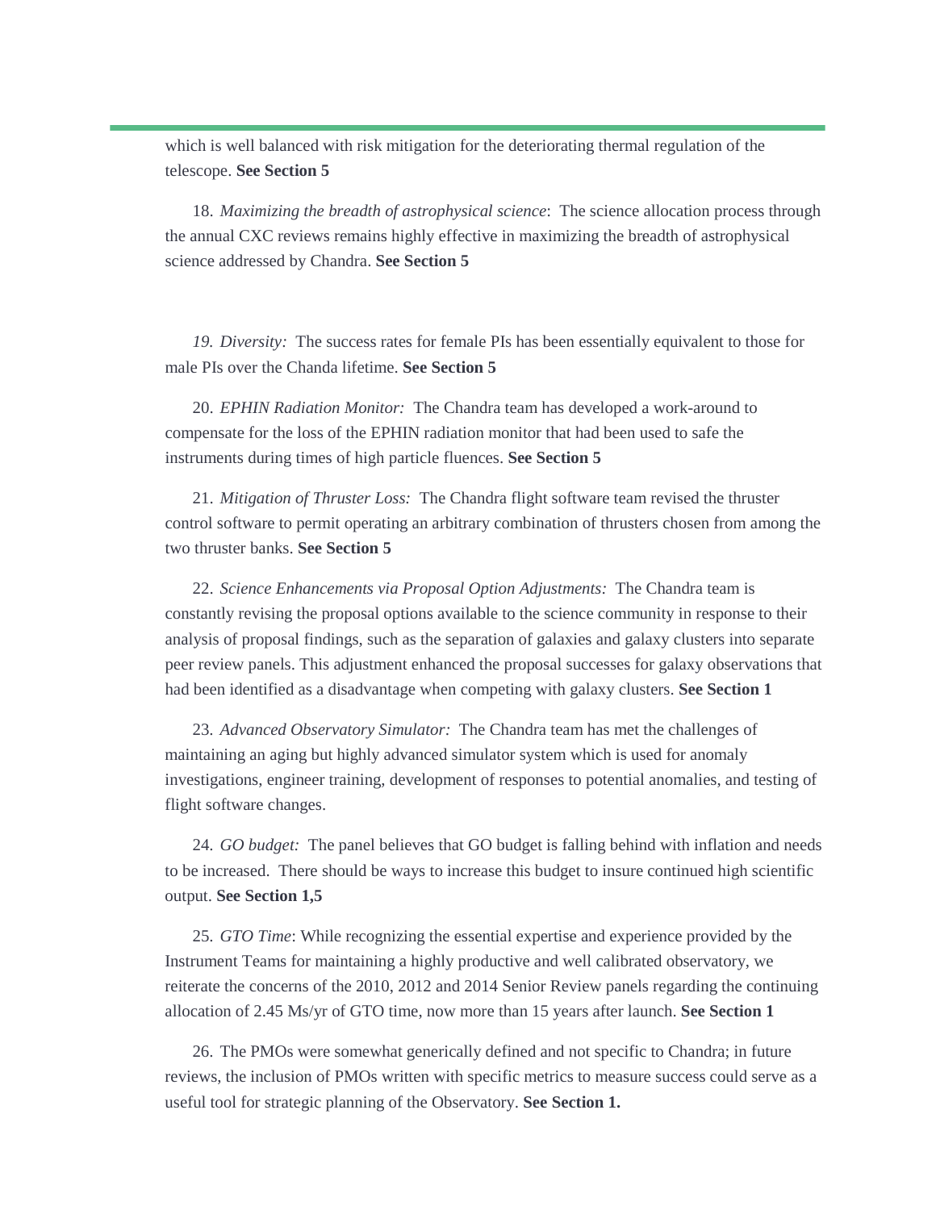which is well balanced with risk mitigation for the deteriorating thermal regulation of the telescope. **See Section 5**

18. *Maximizing the breadth of astrophysical science*: The science allocation process through the annual CXC reviews remains highly effective in maximizing the breadth of astrophysical science addressed by Chandra. **See Section 5**

*19. Diversity:* The success rates for female PIs has been essentially equivalent to those for male PIs over the Chanda lifetime. **See Section 5**

20. *EPHIN Radiation Monitor:* The Chandra team has developed a work-around to compensate for the loss of the EPHIN radiation monitor that had been used to safe the instruments during times of high particle fluences. **See Section 5**

21. *Mitigation of Thruster Loss:* The Chandra flight software team revised the thruster control software to permit operating an arbitrary combination of thrusters chosen from among the two thruster banks. **See Section 5**

22. *Science Enhancements via Proposal Option Adjustments:* The Chandra team is constantly revising the proposal options available to the science community in response to their analysis of proposal findings, such as the separation of galaxies and galaxy clusters into separate peer review panels. This adjustment enhanced the proposal successes for galaxy observations that had been identified as a disadvantage when competing with galaxy clusters. **See Section 1**

23. *Advanced Observatory Simulator:* The Chandra team has met the challenges of maintaining an aging but highly advanced simulator system which is used for anomaly investigations, engineer training, development of responses to potential anomalies, and testing of flight software changes.

24. *GO budget:* The panel believes that GO budget is falling behind with inflation and needs to be increased. There should be ways to increase this budget to insure continued high scientific output. **See Section 1,5**

25. *GTO Time*: While recognizing the essential expertise and experience provided by the Instrument Teams for maintaining a highly productive and well calibrated observatory, we reiterate the concerns of the 2010, 2012 and 2014 Senior Review panels regarding the continuing allocation of 2.45 Ms/yr of GTO time, now more than 15 years after launch. **See Section 1**

26. The PMOs were somewhat generically defined and not specific to Chandra; in future reviews, the inclusion of PMOs written with specific metrics to measure success could serve as a useful tool for strategic planning of the Observatory. **See Section 1.**